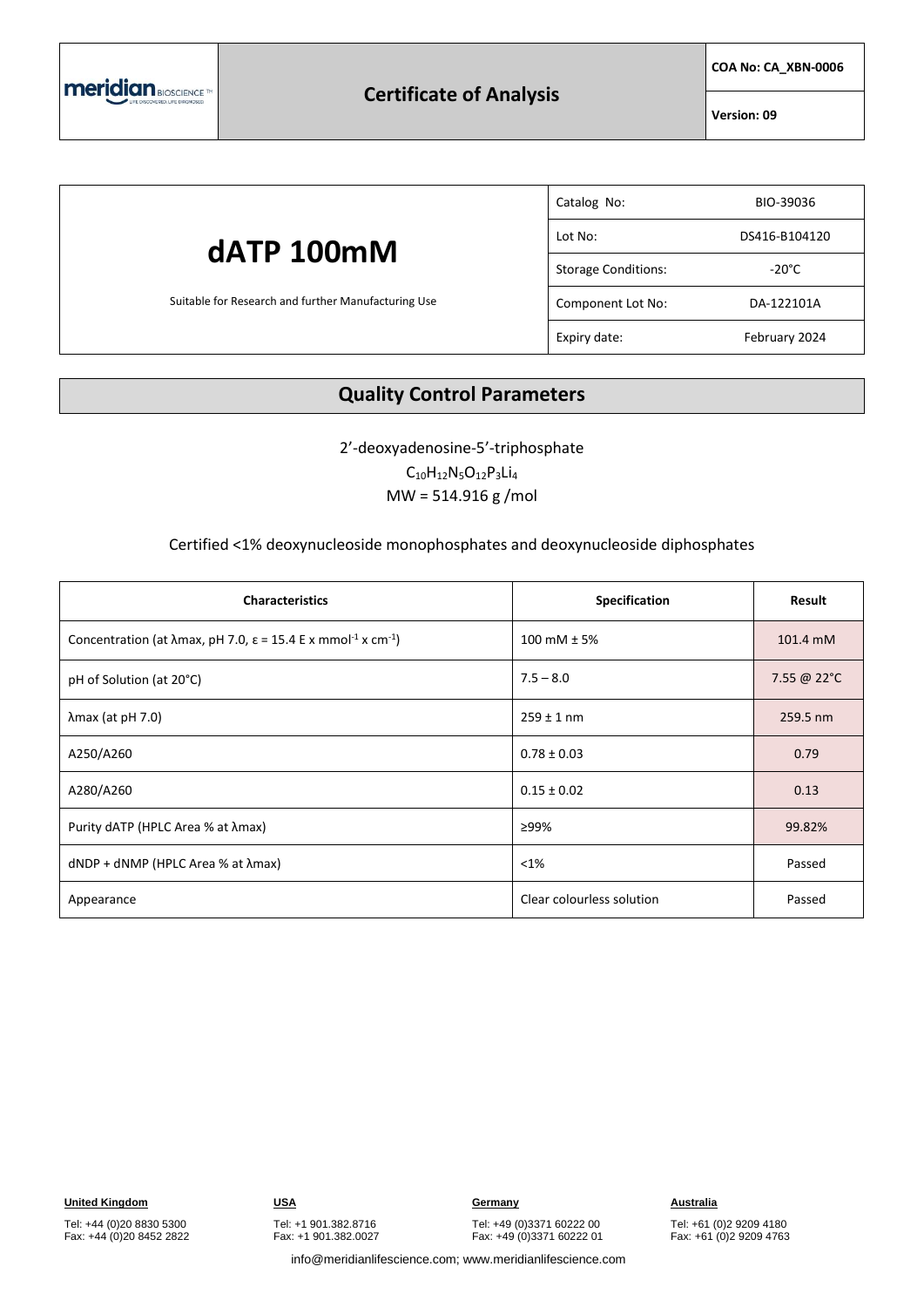# Certificate of Analysis

**COA No: CA_XBN-0006**

**Version: 09**

# dATP 100mM

Suitable for Research and further Manufacturing Use

| | |
|---|---|
| Catalog No: | BIO-39036 |
| Lot No: | DS416-B104120 |
| Storage Conditions: | -20°C |
| Component Lot No: | DA-122101A |
| Expiry date: | February 2024 |

## Quality Control Parameters

2'-deoxyadenosine-5'-triphosphate

$C_{10}H_{12}N_5O_{12}P_3Li_4$

MW = 514.916 g /mol

Certified <1% deoxynucleoside monophosphates and deoxynucleoside diphosphates

| Characteristics | Specification | Result |
|---|---|---|
| Concentration (at λmax, pH 7.0, ε = 15.4 E x $mmol^{-1}$ x $cm^{-1}$) | 100 mM ± 5% | 101.4 mM |
| pH of Solution (at 20°C) | 7.5 – 8.0 | 7.55 @ 22°C |
| λmax (at pH 7.0) | 259 ± 1 nm | 259.5 nm |
| A250/A260 | 0.78 ± 0.03 | 0.79 |
| A280/A260 | 0.15 ± 0.02 | 0.13 |
| Purity dATP (HPLC Area % at λmax) | ≥99% | 99.82% |
| dNDP + dNMP (HPLC Area % at λmax) | <1% | Passed |
| Appearance | Clear colourless solution | Passed |

**United Kingdom**
Tel: +44 (0)20 8830 5300
Fax: +44 (0)20 8452 2822

**USA**
Tel: +1 901.382.8716
Fax: +1 901.382.0027

**Germany**
Tel: +49 (0)3371 60222 00
Fax: +49 (0)3371 60222 01

**Australia**
Tel: +61 (0)2 9209 4180
Fax: +61 (0)2 9209 4763

info@meridianlifescience.com; www.meridianlifescience.com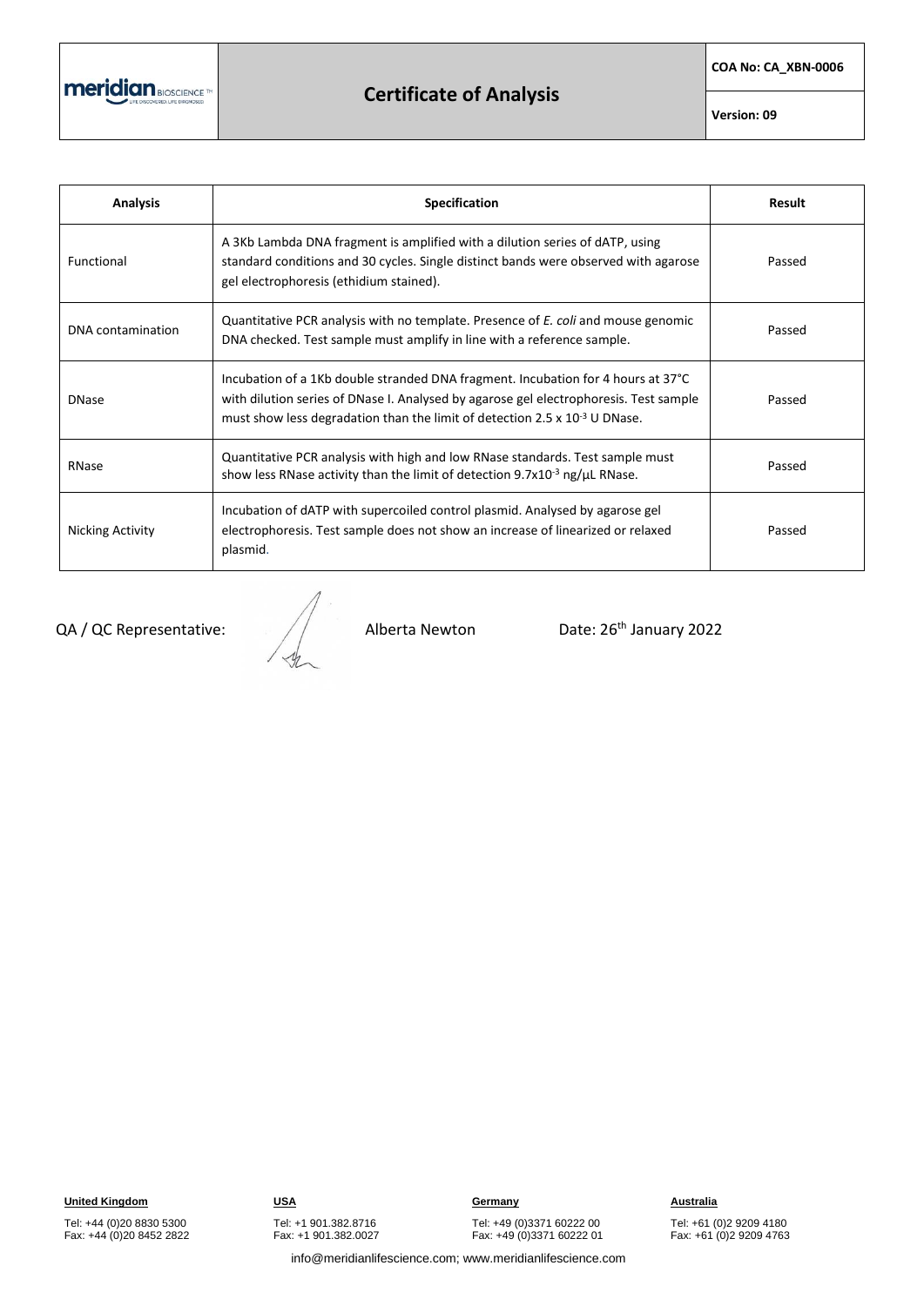# Certificate of Analysis

**COA No: CA_XBN-0006**

**Version: 09**

| Analysis | Specification | Result |
|---|---|---|
| Functional | A 3Kb Lambda DNA fragment is amplified with a dilution series of dATP, using standard conditions and 30 cycles. Single distinct bands were observed with agarose gel electrophoresis (ethidium stained). | Passed |
| DNA contamination | Quantitative PCR analysis with no template. Presence of *E. coli* and mouse genomic DNA checked. Test sample must amplify in line with a reference sample. | Passed |
| DNase | Incubation of a 1Kb double stranded DNA fragment. Incubation for 4 hours at 37°C with dilution series of DNase I. Analysed by agarose gel electrophoresis. Test sample must show less degradation than the limit of detection $2.5 \times 10^{-3}$ U DNase. | Passed |
| RNase | Quantitative PCR analysis with high and low RNase standards. Test sample must show less RNase activity than the limit of detection $9.7 \times 10^{-3}$ ng/µL RNase. | Passed |
| Nicking Activity | Incubation of dATP with supercoiled control plasmid. Analysed by agarose gel electrophoresis. Test sample does not show an increase of linearized or relaxed plasmid. | Passed |

QA / QC Representative: Alberta Newton Date: 26th January 2022

**United Kingdom**
Tel: +44 (0)20 8830 5300
Fax: +44 (0)20 8452 2822

**USA**
Tel: +1 901.382.8716
Fax: +1 901.382.0027

**Germany**
Tel: +49 (0)3371 60222 00
Fax: +49 (0)3371 60222 01

**Australia**
Tel: +61 (0)2 9209 4180
Fax: +61 (0)2 9209 4763

info@meridianlifescience.com; www.meridianlifescience.com